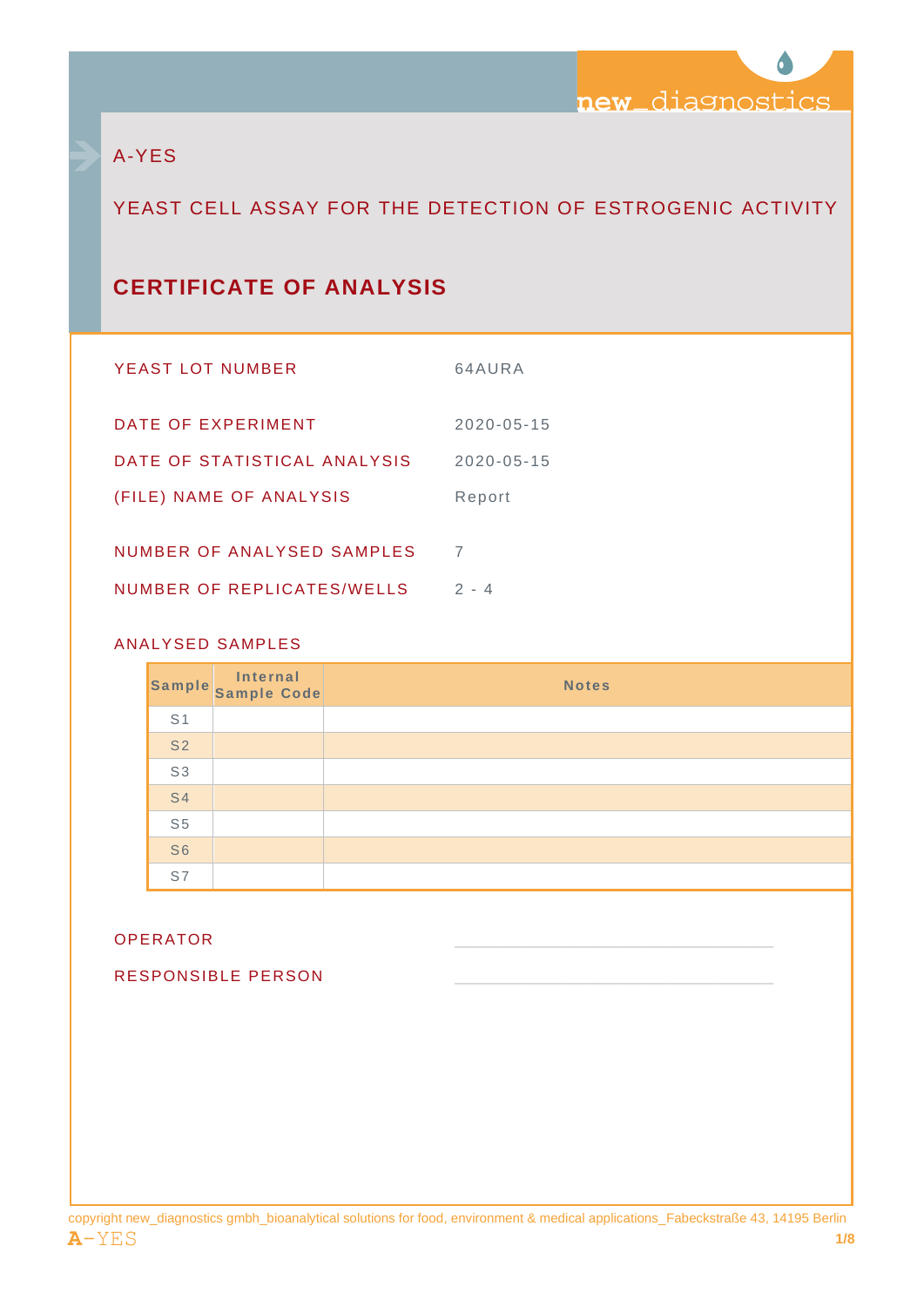new_diagnostics

# A-YES

## YEAST CELL ASSAY FOR THE DETECTION OF ESTROGENIC ACTIVITY

# CERTIFICATE OF ANALYSIS

| | |
|---|---|
| YEAST LOT NUMBER | 64AURA |
| DATE OF EXPERIMENT | 2020-05-15 |
| DATE OF STATISTICAL ANALYSIS | 2020-05-15 |
| (FILE) NAME OF ANALYSIS | Report |
| NUMBER OF ANALYSED SAMPLES | 7 |
| NUMBER OF REPLICATES/WELLS | 2 - 4 |

ANALYSED SAMPLES

| Sample | Internal Sample Code | Notes |
|---|---|---|
| S1 | | |
| S2 | | |
| S3 | | |
| S4 | | |
| S5 | | |
| S6 | | |
| S7 | | |

OPERATOR \_\_\_\_\_\_\_\_\_\_\_\_\_\_\_\_\_\_\_\_\_\_\_\_\_\_\_\_\_\_

RESPONSIBLE PERSON \_\_\_\_\_\_\_\_\_\_\_\_\_\_\_\_\_\_\_\_\_\_\_\_\_\_\_\_\_\_

copyright new_diagnostics gmbh_bioanalytical solutions for food, environment & medical applications_Fabeckstraße 43, 14195 Berlin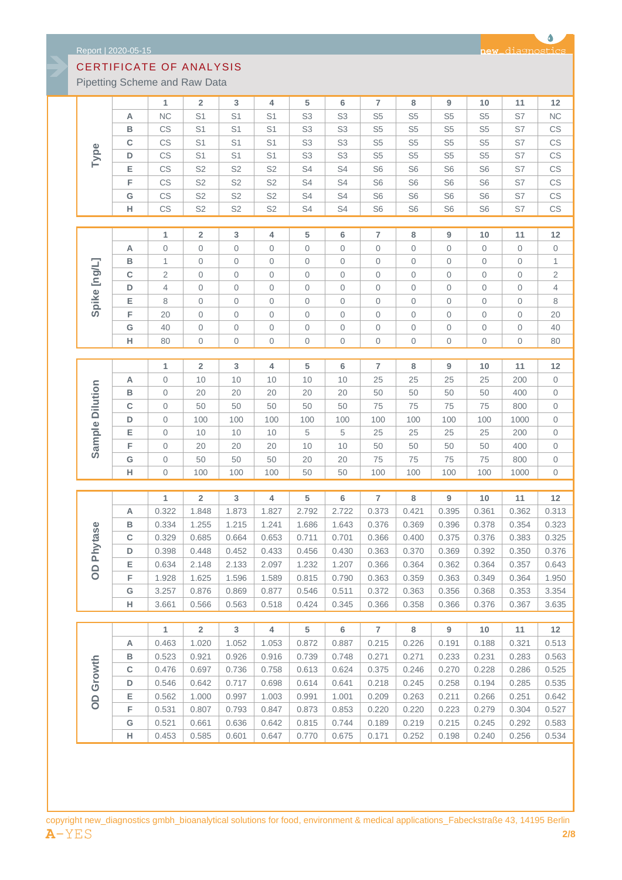# CERTIFICATE OF ANALYSIS

Pipetting Scheme and Raw Data

**Type**

| | 1 | 2 | 3 | 4 | 5 | 6 | 7 | 8 | 9 | 10 | 11 | 12 |
|---|---|---|---|---|---|---|---|---|---|---|---|---|
| A | NC | S1 | S1 | S1 | S3 | S3 | S5 | S5 | S5 | S5 | S7 | NC |
| B | CS | S1 | S1 | S1 | S3 | S3 | S5 | S5 | S5 | S5 | S7 | CS |
| C | CS | S1 | S1 | S1 | S3 | S3 | S5 | S5 | S5 | S5 | S7 | CS |
| D | CS | S1 | S1 | S1 | S3 | S3 | S5 | S5 | S5 | S5 | S7 | CS |
| E | CS | S2 | S2 | S2 | S4 | S4 | S6 | S6 | S6 | S6 | S7 | CS |
| F | CS | S2 | S2 | S2 | S4 | S4 | S6 | S6 | S6 | S6 | S7 | CS |
| G | CS | S2 | S2 | S2 | S4 | S4 | S6 | S6 | S6 | S6 | S7 | CS |
| H | CS | S2 | S2 | S2 | S4 | S4 | S6 | S6 | S6 | S6 | S7 | CS |

**Spike [ng/L]**

| | 1 | 2 | 3 | 4 | 5 | 6 | 7 | 8 | 9 | 10 | 11 | 12 |
|---|---|---|---|---|---|---|---|---|---|---|---|---|
| A | 0 | 0 | 0 | 0 | 0 | 0 | 0 | 0 | 0 | 0 | 0 | 0 |
| B | 1 | 0 | 0 | 0 | 0 | 0 | 0 | 0 | 0 | 0 | 0 | 1 |
| C | 2 | 0 | 0 | 0 | 0 | 0 | 0 | 0 | 0 | 0 | 0 | 2 |
| D | 4 | 0 | 0 | 0 | 0 | 0 | 0 | 0 | 0 | 0 | 0 | 4 |
| E | 8 | 0 | 0 | 0 | 0 | 0 | 0 | 0 | 0 | 0 | 0 | 8 |
| F | 20 | 0 | 0 | 0 | 0 | 0 | 0 | 0 | 0 | 0 | 0 | 20 |
| G | 40 | 0 | 0 | 0 | 0 | 0 | 0 | 0 | 0 | 0 | 0 | 40 |
| H | 80 | 0 | 0 | 0 | 0 | 0 | 0 | 0 | 0 | 0 | 0 | 80 |

**Sample Dilution**

| | 1 | 2 | 3 | 4 | 5 | 6 | 7 | 8 | 9 | 10 | 11 | 12 |
|---|---|---|---|---|---|---|---|---|---|---|---|---|
| A | 0 | 10 | 10 | 10 | 10 | 10 | 25 | 25 | 25 | 25 | 200 | 0 |
| B | 0 | 20 | 20 | 20 | 20 | 20 | 50 | 50 | 50 | 50 | 400 | 0 |
| C | 0 | 50 | 50 | 50 | 50 | 50 | 75 | 75 | 75 | 75 | 800 | 0 |
| D | 0 | 100 | 100 | 100 | 100 | 100 | 100 | 100 | 100 | 100 | 1000 | 0 |
| E | 0 | 10 | 10 | 10 | 5 | 5 | 25 | 25 | 25 | 25 | 200 | 0 |
| F | 0 | 20 | 20 | 20 | 10 | 10 | 50 | 50 | 50 | 50 | 400 | 0 |
| G | 0 | 50 | 50 | 50 | 20 | 20 | 75 | 75 | 75 | 75 | 800 | 0 |
| H | 0 | 100 | 100 | 100 | 50 | 50 | 100 | 100 | 100 | 100 | 1000 | 0 |

**OD Phytase**

| | 1 | 2 | 3 | 4 | 5 | 6 | 7 | 8 | 9 | 10 | 11 | 12 |
|---|---|---|---|---|---|---|---|---|---|---|---|---|
| A | 0.322 | 1.848 | 1.873 | 1.827 | 2.792 | 2.722 | 0.373 | 0.421 | 0.395 | 0.361 | 0.362 | 0.313 |
| B | 0.334 | 1.255 | 1.215 | 1.241 | 1.686 | 1.643 | 0.376 | 0.369 | 0.396 | 0.378 | 0.354 | 0.323 |
| C | 0.329 | 0.685 | 0.664 | 0.653 | 0.711 | 0.701 | 0.366 | 0.400 | 0.375 | 0.376 | 0.383 | 0.325 |
| D | 0.398 | 0.448 | 0.452 | 0.433 | 0.456 | 0.430 | 0.363 | 0.370 | 0.369 | 0.392 | 0.350 | 0.376 |
| E | 0.634 | 2.148 | 2.133 | 2.097 | 1.232 | 1.207 | 0.366 | 0.364 | 0.362 | 0.364 | 0.357 | 0.643 |
| F | 1.928 | 1.625 | 1.596 | 1.589 | 0.815 | 0.790 | 0.363 | 0.359 | 0.363 | 0.349 | 0.364 | 1.950 |
| G | 3.257 | 0.876 | 0.869 | 0.877 | 0.546 | 0.511 | 0.372 | 0.363 | 0.356 | 0.368 | 0.353 | 3.354 |
| H | 3.661 | 0.566 | 0.563 | 0.518 | 0.424 | 0.345 | 0.366 | 0.358 | 0.366 | 0.376 | 0.367 | 3.635 |

**OD Growth**

| | 1 | 2 | 3 | 4 | 5 | 6 | 7 | 8 | 9 | 10 | 11 | 12 |
|---|---|---|---|---|---|---|---|---|---|---|---|---|
| A | 0.463 | 1.020 | 1.052 | 1.053 | 0.872 | 0.887 | 0.215 | 0.226 | 0.191 | 0.188 | 0.321 | 0.513 |
| B | 0.523 | 0.921 | 0.926 | 0.916 | 0.739 | 0.748 | 0.271 | 0.271 | 0.233 | 0.231 | 0.283 | 0.563 |
| C | 0.476 | 0.697 | 0.736 | 0.758 | 0.613 | 0.624 | 0.375 | 0.246 | 0.270 | 0.228 | 0.286 | 0.525 |
| D | 0.546 | 0.642 | 0.717 | 0.698 | 0.614 | 0.641 | 0.218 | 0.245 | 0.258 | 0.194 | 0.285 | 0.535 |
| E | 0.562 | 1.000 | 0.997 | 1.003 | 0.991 | 1.001 | 0.209 | 0.263 | 0.211 | 0.266 | 0.251 | 0.642 |
| F | 0.531 | 0.807 | 0.793 | 0.847 | 0.873 | 0.853 | 0.220 | 0.220 | 0.223 | 0.279 | 0.304 | 0.527 |
| G | 0.521 | 0.661 | 0.636 | 0.642 | 0.815 | 0.744 | 0.189 | 0.219 | 0.215 | 0.245 | 0.292 | 0.583 |
| H | 0.453 | 0.585 | 0.601 | 0.647 | 0.770 | 0.675 | 0.171 | 0.252 | 0.198 | 0.240 | 0.256 | 0.534 |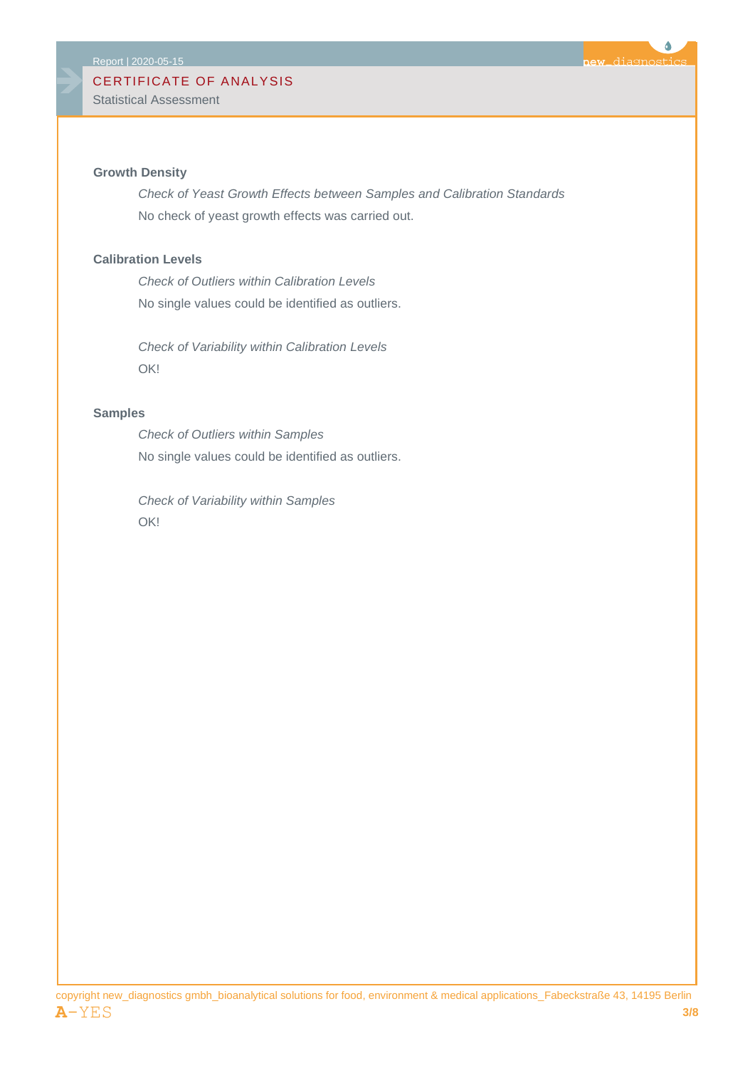# CERTIFICATE OF ANALYSIS

Statistical Assessment

## Growth Density

*Check of Yeast Growth Effects between Samples and Calibration Standards*

No check of yeast growth effects was carried out.

## Calibration Levels

*Check of Outliers within Calibration Levels*

No single values could be identified as outliers.

*Check of Variability within Calibration Levels*

OK!

## Samples

*Check of Outliers within Samples*

No single values could be identified as outliers.

*Check of Variability within Samples*

OK!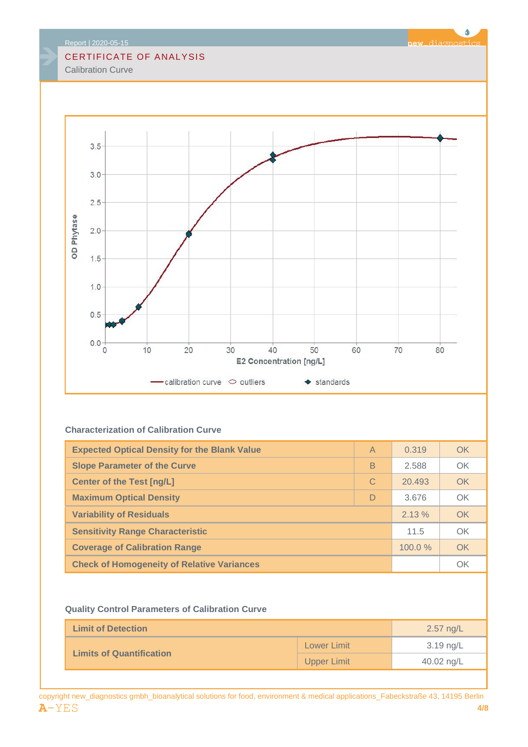# CERTIFICATE OF ANALYSIS

Calibration Curve

OD Phytase

E2 Concentration [ng/L]

calibration curve — outliers — standards

### Characterization of Calibration Curve

| Parameter | | Value | Status |
|---|---|---|---|
| Expected Optical Density for the Blank Value | A | 0.319 | OK |
| Slope Parameter of the Curve | B | 2.588 | OK |
| Center of the Test [ng/L] | C | 20.493 | OK |
| Maximum Optical Density | D | 3.676 | OK |
| Variability of Residuals | | 2.13 % | OK |
| Sensitivity Range Characteristic | | 11.5 | OK |
| Coverage of Calibration Range | | 100.0 % | OK |
| Check of Homogeneity of Relative Variances | | | OK |

### Quality Control Parameters of Calibration Curve

| Parameter | | Value |
|---|---|---|
| Limit of Detection | | 2.57 ng/L |
| Limits of Quantification | Lower Limit | 3.19 ng/L |
| | Upper Limit | 40.02 ng/L |

copyright new_diagnostics gmbh_bioanalytical solutions for food, environment & medical applications_Fabeckstraße 43, 14195 Berlin

A-YES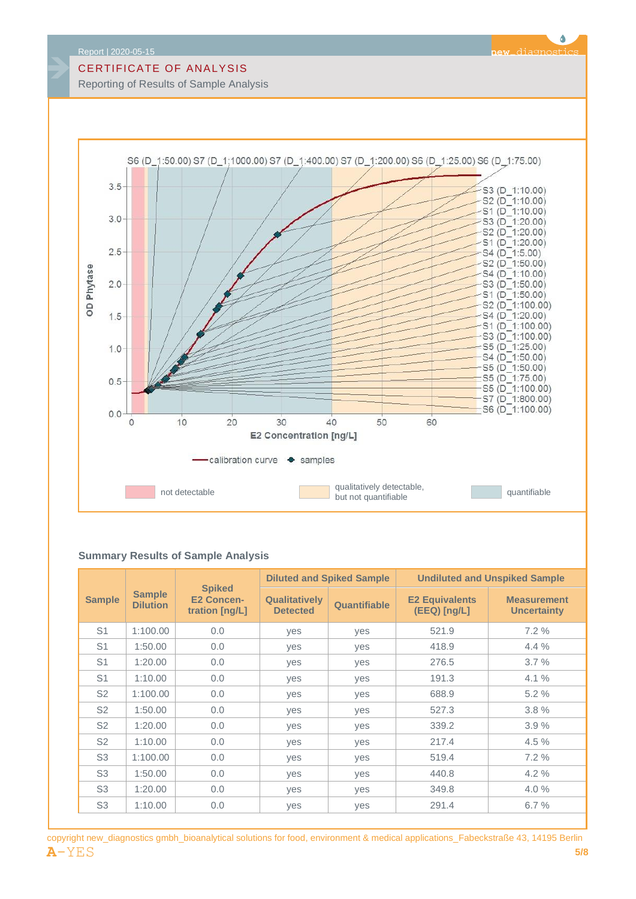# CERTIFICATE OF ANALYSIS

Reporting of Results of Sample Analysis

S6 (D_1:50.00) S7 (D_1:1000.00) S7 (D_1:400.00) S7 (D_1:200.00) S6 (D_1:25.00) S6 (D_1:75.00)

S3 (D_1:10.00)
S2 (D_1:10.00)
S1 (D_1:10.00)
S3 (D_1:20.00)
S2 (D_1:20.00)
S1 (D_1:20.00)
S4 (D_1:5.00)
S2 (D_1:50.00)
S4 (D_1:10.00)
S3 (D_1:50.00)
S1 (D_1:50.00)
S2 (D_1:100.00)
S4 (D_1:20.00)
S1 (D_1:100.00)
S3 (D_1:100.00)
S5 (D_1:25.00)
S4 (D_1:50.00)
S5 (D_1:50.00)
S5 (D_1:75.00)
S5 (D_1:100.00)
S7 (D_1:800.00)
S6 (D_1:100.00)

OD Phytase

E2 Concentration [ng/L]

calibration curve — samples

not detectable — qualitatively detectable, but not quantifiable — quantifiable

## Summary Results of Sample Analysis

| Sample | Sample Dilution | Spiked E2 Concentration [ng/L] | Diluted and Spiked Sample | | Undiluted and Unspiked Sample | |
|---|---|---|---|---|---|---|
| | | | Qualitatively Detected | Quantifiable | E2 Equivalents (EEQ) [ng/L] | Measurement Uncertainty |
| S1 | 1:100.00 | 0.0 | yes | yes | 521.9 | 7.2 % |
| S1 | 1:50.00 | 0.0 | yes | yes | 418.9 | 4.4 % |
| S1 | 1:20.00 | 0.0 | yes | yes | 276.5 | 3.7 % |
| S1 | 1:10.00 | 0.0 | yes | yes | 191.3 | 4.1 % |
| S2 | 1:100.00 | 0.0 | yes | yes | 688.9 | 5.2 % |
| S2 | 1:50.00 | 0.0 | yes | yes | 527.3 | 3.8 % |
| S2 | 1:20.00 | 0.0 | yes | yes | 339.2 | 3.9 % |
| S2 | 1:10.00 | 0.0 | yes | yes | 217.4 | 4.5 % |
| S3 | 1:100.00 | 0.0 | yes | yes | 519.4 | 7.2 % |
| S3 | 1:50.00 | 0.0 | yes | yes | 440.8 | 4.2 % |
| S3 | 1:20.00 | 0.0 | yes | yes | 349.8 | 4.0 % |
| S3 | 1:10.00 | 0.0 | yes | yes | 291.4 | 6.7 % |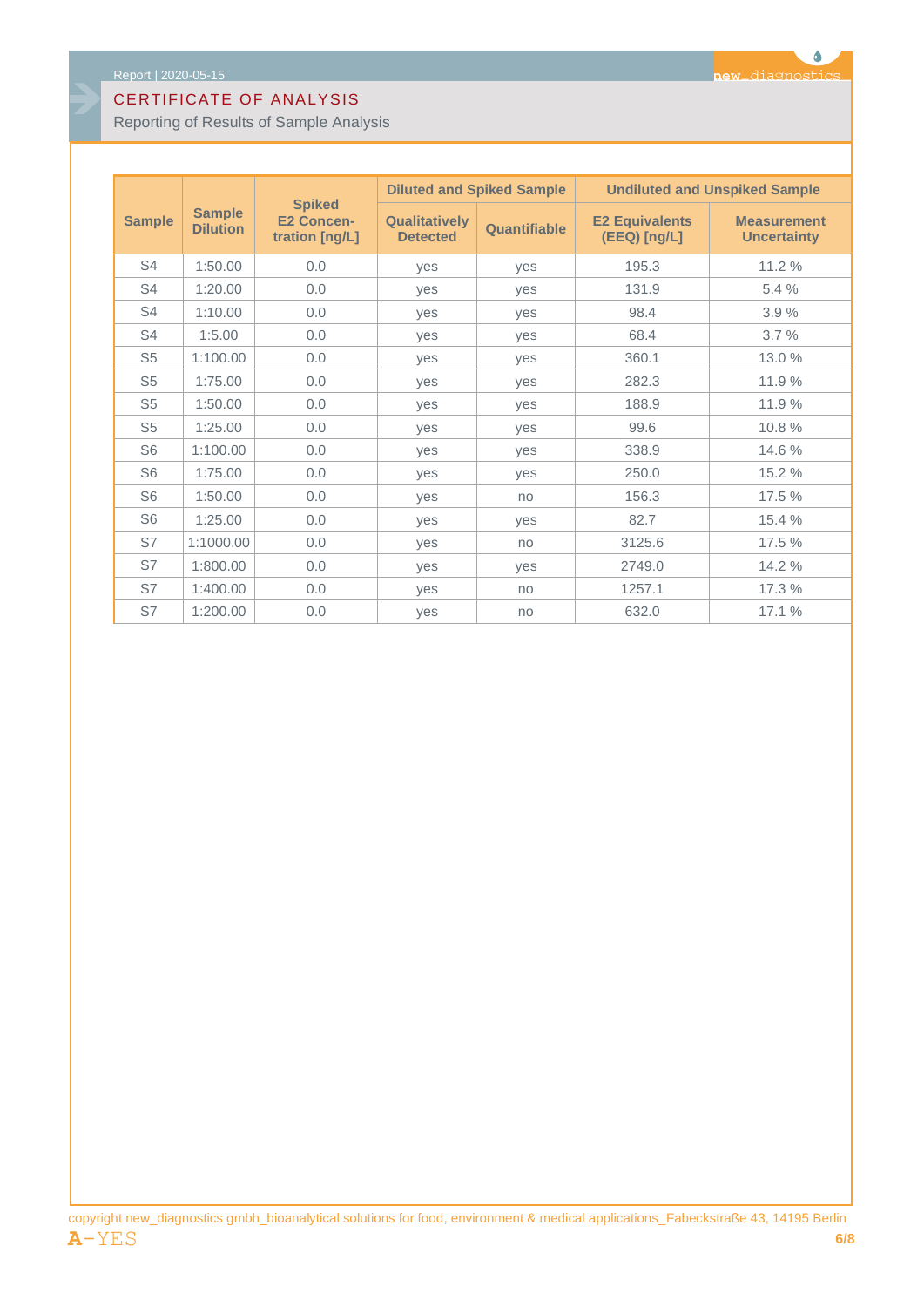# CERTIFICATE OF ANALYSIS

Reporting of Results of Sample Analysis

| Sample | Sample Dilution | Spiked E2 Concen-tration [ng/L] | Diluted and Spiked Sample | | Undiluted and Unspiked Sample | |
|---|---|---|---|---|---|---|
| | | | Qualitatively Detected | Quantifiable | E2 Equivalents (EEQ) [ng/L] | Measurement Uncertainty |
| S4 | 1:50.00 | 0.0 | yes | yes | 195.3 | 11.2 % |
| S4 | 1:20.00 | 0.0 | yes | yes | 131.9 | 5.4 % |
| S4 | 1:10.00 | 0.0 | yes | yes | 98.4 | 3.9 % |
| S4 | 1:5.00 | 0.0 | yes | yes | 68.4 | 3.7 % |
| S5 | 1:100.00 | 0.0 | yes | yes | 360.1 | 13.0 % |
| S5 | 1:75.00 | 0.0 | yes | yes | 282.3 | 11.9 % |
| S5 | 1:50.00 | 0.0 | yes | yes | 188.9 | 11.9 % |
| S5 | 1:25.00 | 0.0 | yes | yes | 99.6 | 10.8 % |
| S6 | 1:100.00 | 0.0 | yes | yes | 338.9 | 14.6 % |
| S6 | 1:75.00 | 0.0 | yes | yes | 250.0 | 15.2 % |
| S6 | 1:50.00 | 0.0 | yes | no | 156.3 | 17.5 % |
| S6 | 1:25.00 | 0.0 | yes | yes | 82.7 | 15.4 % |
| S7 | 1:1000.00 | 0.0 | yes | no | 3125.6 | 17.5 % |
| S7 | 1:800.00 | 0.0 | yes | yes | 2749.0 | 14.2 % |
| S7 | 1:400.00 | 0.0 | yes | no | 1257.1 | 17.3 % |
| S7 | 1:200.00 | 0.0 | yes | no | 632.0 | 17.1 % |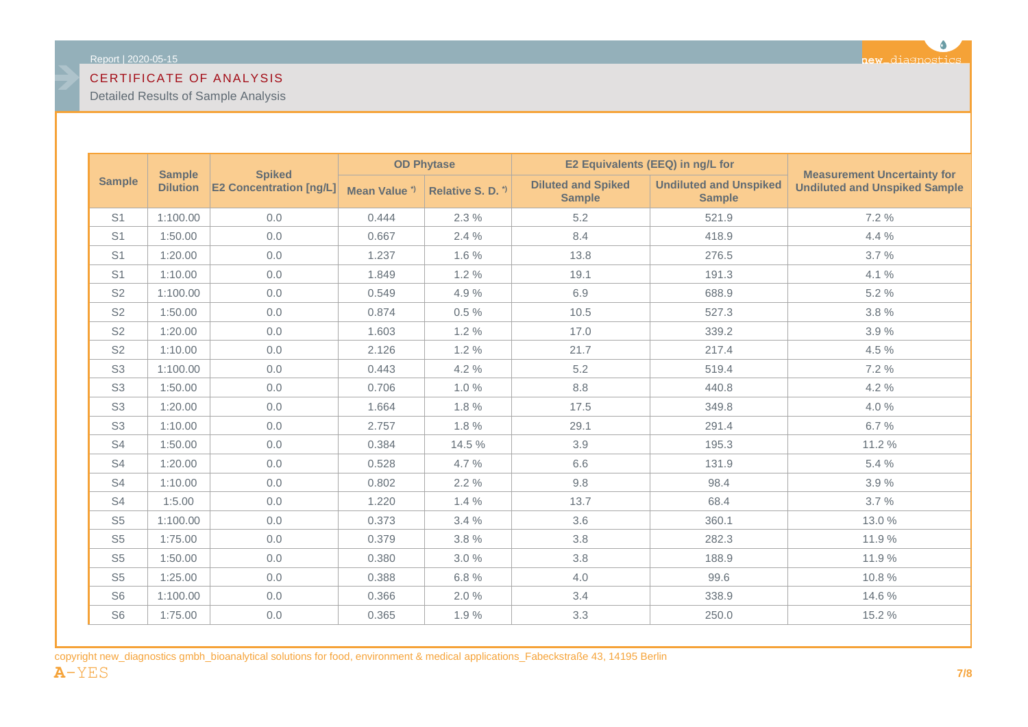# CERTIFICATE OF ANALYSIS

Detailed Results of Sample Analysis

| Sample | Sample Dilution | Spiked E2 Concentration [ng/L] | OD Phytase | | E2 Equivalents (EEQ) in ng/L for | | Measurement Uncertainty for Undiluted and Unspiked Sample |
|---|---|---|---|---|---|---|---|
| | | | Mean Value *) | Relative S. D. *) | Diluted and Spiked Sample | Undiluted and Unspiked Sample | |
| S1 | 1:100.00 | 0.0 | 0.444 | 2.3 % | 5.2 | 521.9 | 7.2 % |
| S1 | 1:50.00 | 0.0 | 0.667 | 2.4 % | 8.4 | 418.9 | 4.4 % |
| S1 | 1:20.00 | 0.0 | 1.237 | 1.6 % | 13.8 | 276.5 | 3.7 % |
| S1 | 1:10.00 | 0.0 | 1.849 | 1.2 % | 19.1 | 191.3 | 4.1 % |
| S2 | 1:100.00 | 0.0 | 0.549 | 4.9 % | 6.9 | 688.9 | 5.2 % |
| S2 | 1:50.00 | 0.0 | 0.874 | 0.5 % | 10.5 | 527.3 | 3.8 % |
| S2 | 1:20.00 | 0.0 | 1.603 | 1.2 % | 17.0 | 339.2 | 3.9 % |
| S2 | 1:10.00 | 0.0 | 2.126 | 1.2 % | 21.7 | 217.4 | 4.5 % |
| S3 | 1:100.00 | 0.0 | 0.443 | 4.2 % | 5.2 | 519.4 | 7.2 % |
| S3 | 1:50.00 | 0.0 | 0.706 | 1.0 % | 8.8 | 440.8 | 4.2 % |
| S3 | 1:20.00 | 0.0 | 1.664 | 1.8 % | 17.5 | 349.8 | 4.0 % |
| S3 | 1:10.00 | 0.0 | 2.757 | 1.8 % | 29.1 | 291.4 | 6.7 % |
| S4 | 1:50.00 | 0.0 | 0.384 | 14.5 % | 3.9 | 195.3 | 11.2 % |
| S4 | 1:20.00 | 0.0 | 0.528 | 4.7 % | 6.6 | 131.9 | 5.4 % |
| S4 | 1:10.00 | 0.0 | 0.802 | 2.2 % | 9.8 | 98.4 | 3.9 % |
| S4 | 1:5.00 | 0.0 | 1.220 | 1.4 % | 13.7 | 68.4 | 3.7 % |
| S5 | 1:100.00 | 0.0 | 0.373 | 3.4 % | 3.6 | 360.1 | 13.0 % |
| S5 | 1:75.00 | 0.0 | 0.379 | 3.8 % | 3.8 | 282.3 | 11.9 % |
| S5 | 1:50.00 | 0.0 | 0.380 | 3.0 % | 3.8 | 188.9 | 11.9 % |
| S5 | 1:25.00 | 0.0 | 0.388 | 6.8 % | 4.0 | 99.6 | 10.8 % |
| S6 | 1:100.00 | 0.0 | 0.366 | 2.0 % | 3.4 | 338.9 | 14.6 % |
| S6 | 1:75.00 | 0.0 | 0.365 | 1.9 % | 3.3 | 250.0 | 15.2 % |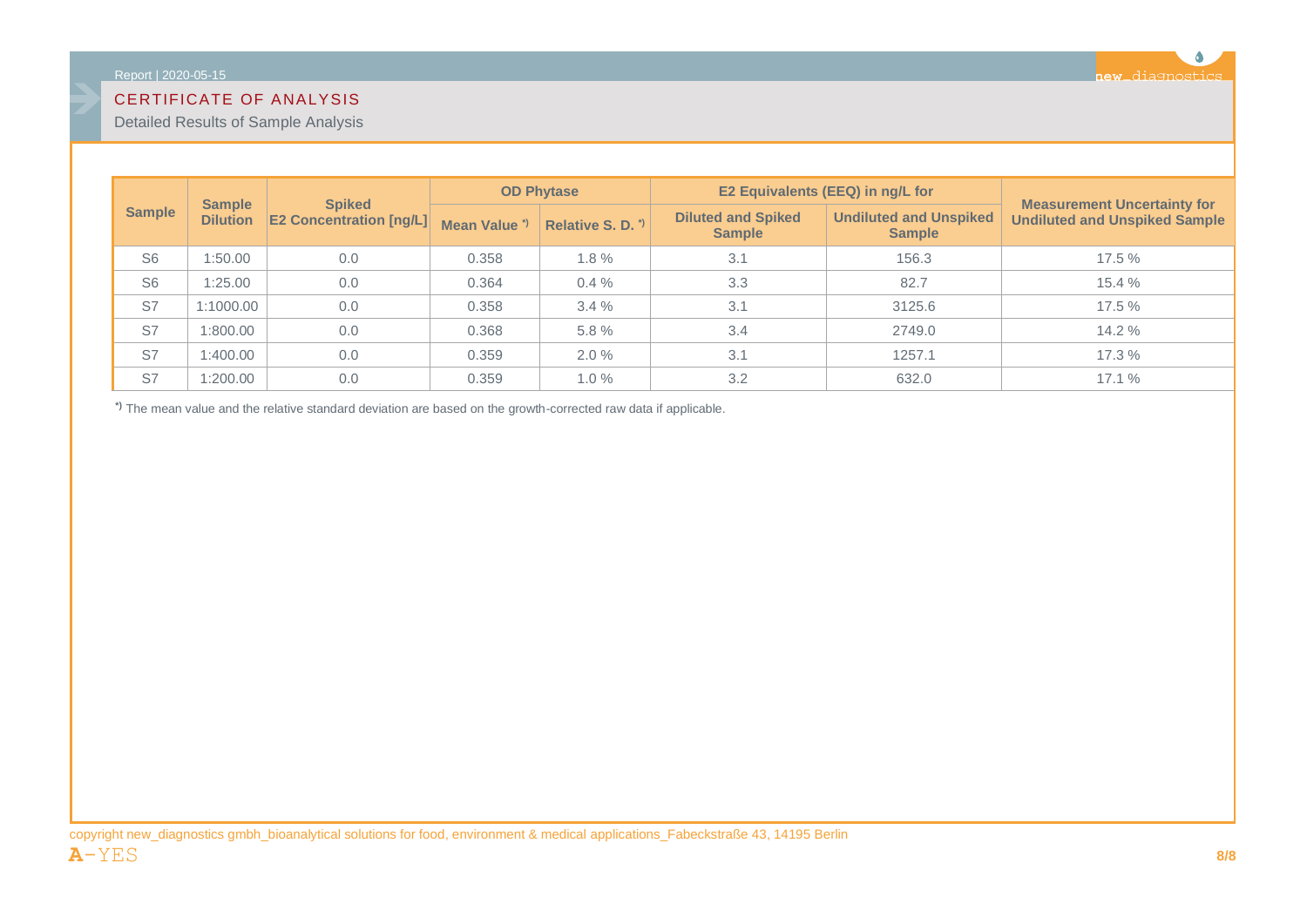# CERTIFICATE OF ANALYSIS

Detailed Results of Sample Analysis

| Sample | Sample Dilution | Spiked E2 Concentration [ng/L] | OD Phytase | | E2 Equivalents (EEQ) in ng/L for | | Measurement Uncertainty for Undiluted and Unspiked Sample |
|---|---|---|---|---|---|---|---|
| | | | Mean Value *) | Relative S. D. *) | Diluted and Spiked Sample | Undiluted and Unspiked Sample | |
| S6 | 1:50.00 | 0.0 | 0.358 | 1.8 % | 3.1 | 156.3 | 17.5 % |
| S6 | 1:25.00 | 0.0 | 0.364 | 0.4 % | 3.3 | 82.7 | 15.4 % |
| S7 | 1:1000.00 | 0.0 | 0.358 | 3.4 % | 3.1 | 3125.6 | 17.5 % |
| S7 | 1:800.00 | 0.0 | 0.368 | 5.8 % | 3.4 | 2749.0 | 14.2 % |
| S7 | 1:400.00 | 0.0 | 0.359 | 2.0 % | 3.1 | 1257.1 | 17.3 % |
| S7 | 1:200.00 | 0.0 | 0.359 | 1.0 % | 3.2 | 632.0 | 17.1 % |

*) The mean value and the relative standard deviation are based on the growth-corrected raw data if applicable.